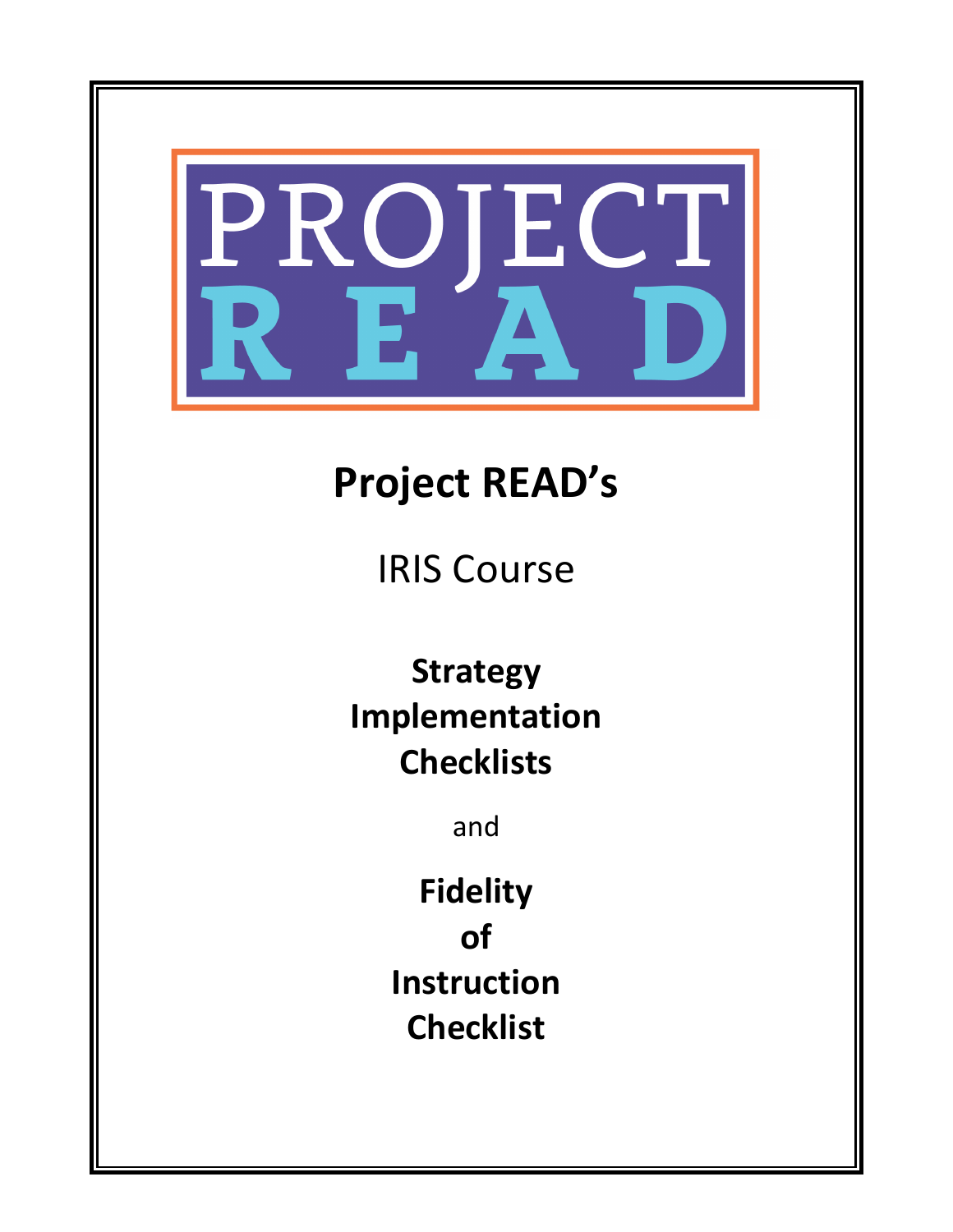# PROJECT READ

# Project READ's

IRIS Course

**Strategy Implementation Checklists**

and

**Fidelity of Instruction Checklist**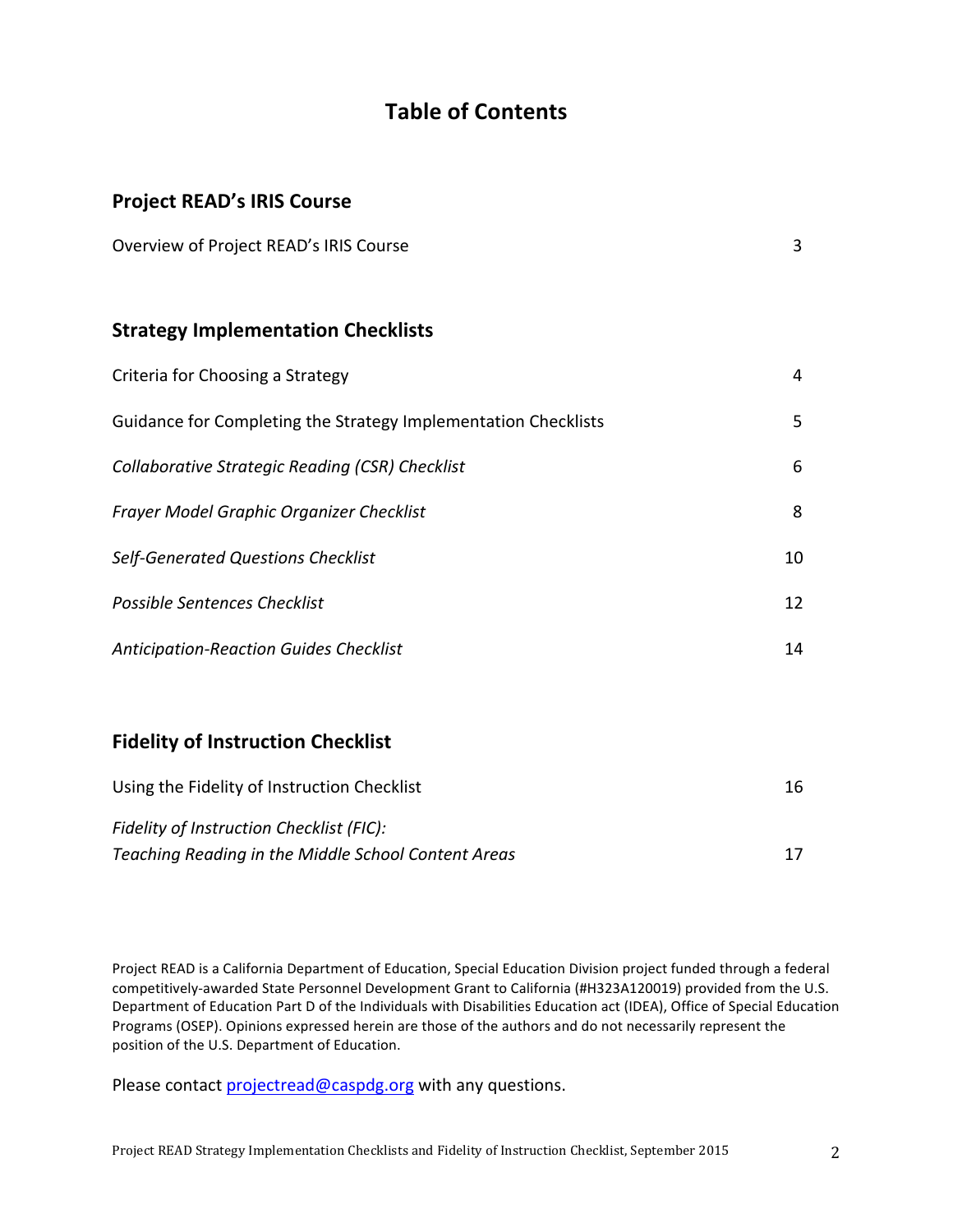# Table of Contents

## Project READ's IRIS Course

| | |
|---|---|
| Overview of Project READ's IRIS Course | 3 |

## Strategy Implementation Checklists

| | |
|---|---|
| Criteria for Choosing a Strategy | 4 |
| Guidance for Completing the Strategy Implementation Checklists | 5 |
| *Collaborative Strategic Reading (CSR) Checklist* | 6 |
| *Frayer Model Graphic Organizer Checklist* | 8 |
| *Self-Generated Questions Checklist* | 10 |
| *Possible Sentences Checklist* | 12 |
| *Anticipation-Reaction Guides Checklist* | 14 |

## Fidelity of Instruction Checklist

| | |
|---|---|
| Using the Fidelity of Instruction Checklist | 16 |
| *Fidelity of Instruction Checklist (FIC): Teaching Reading in the Middle School Content Areas* | 17 |

Project READ is a California Department of Education, Special Education Division project funded through a federal competitively-awarded State Personnel Development Grant to California (#H323A120019) provided from the U.S. Department of Education Part D of the Individuals with Disabilities Education act (IDEA), Office of Special Education Programs (OSEP). Opinions expressed herein are those of the authors and do not necessarily represent the position of the U.S. Department of Education.

Please contact projectread@caspdg.org with any questions.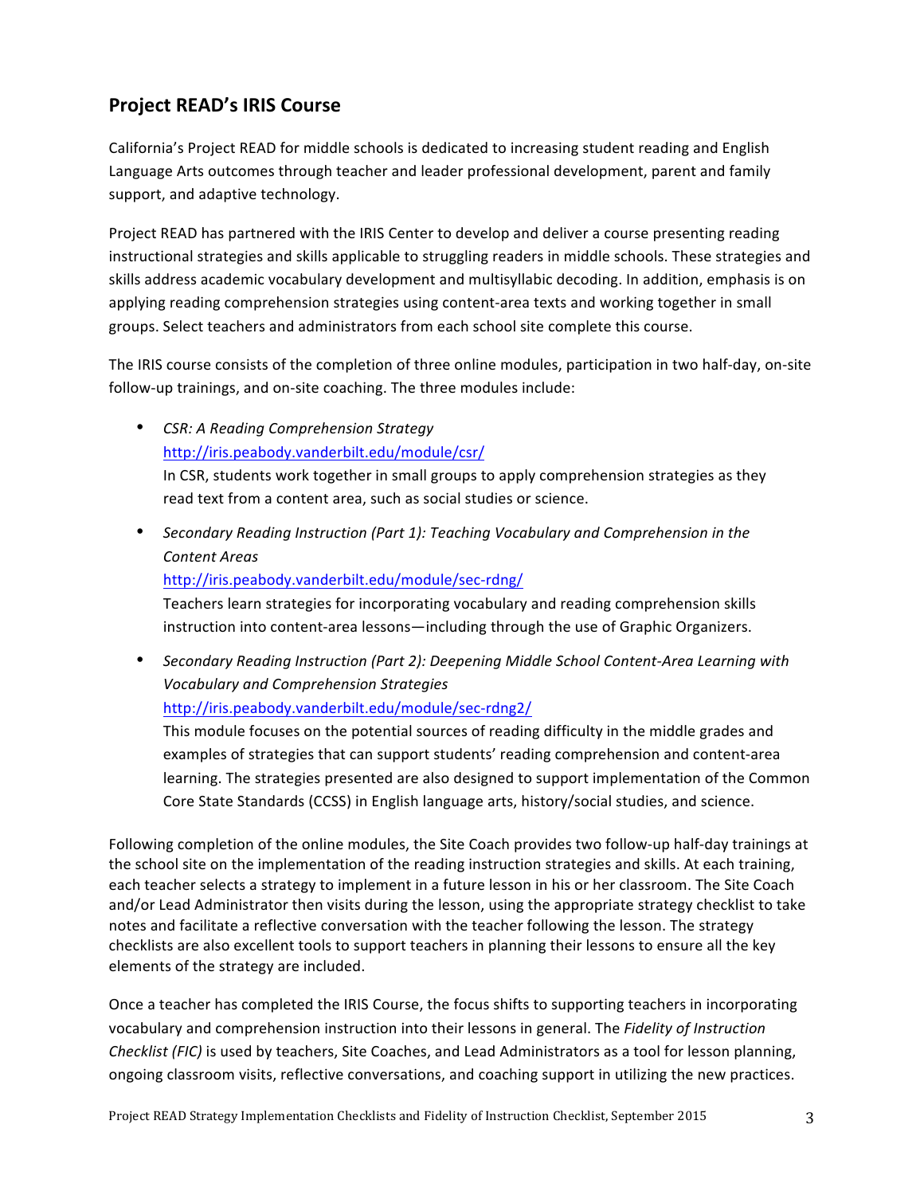## Project READ's IRIS Course

California's Project READ for middle schools is dedicated to increasing student reading and English Language Arts outcomes through teacher and leader professional development, parent and family support, and adaptive technology.

Project READ has partnered with the IRIS Center to develop and deliver a course presenting reading instructional strategies and skills applicable to struggling readers in middle schools. These strategies and skills address academic vocabulary development and multisyllabic decoding. In addition, emphasis is on applying reading comprehension strategies using content-area texts and working together in small groups. Select teachers and administrators from each school site complete this course.

The IRIS course consists of the completion of three online modules, participation in two half-day, on-site follow-up trainings, and on-site coaching. The three modules include:

- *CSR: A Reading Comprehension Strategy*
  http://iris.peabody.vanderbilt.edu/module/csr/
  In CSR, students work together in small groups to apply comprehension strategies as they read text from a content area, such as social studies or science.
- *Secondary Reading Instruction (Part 1): Teaching Vocabulary and Comprehension in the Content Areas*
  http://iris.peabody.vanderbilt.edu/module/sec-rdng/
  Teachers learn strategies for incorporating vocabulary and reading comprehension skills instruction into content-area lessons—including through the use of Graphic Organizers.
- *Secondary Reading Instruction (Part 2): Deepening Middle School Content-Area Learning with Vocabulary and Comprehension Strategies*
  http://iris.peabody.vanderbilt.edu/module/sec-rdng2/
  This module focuses on the potential sources of reading difficulty in the middle grades and examples of strategies that can support students' reading comprehension and content-area learning. The strategies presented are also designed to support implementation of the Common Core State Standards (CCSS) in English language arts, history/social studies, and science.

Following completion of the online modules, the Site Coach provides two follow-up half-day trainings at the school site on the implementation of the reading instruction strategies and skills. At each training, each teacher selects a strategy to implement in a future lesson in his or her classroom. The Site Coach and/or Lead Administrator then visits during the lesson, using the appropriate strategy checklist to take notes and facilitate a reflective conversation with the teacher following the lesson. The strategy checklists are also excellent tools to support teachers in planning their lessons to ensure all the key elements of the strategy are included.

Once a teacher has completed the IRIS Course, the focus shifts to supporting teachers in incorporating vocabulary and comprehension instruction into their lessons in general. The *Fidelity of Instruction Checklist (FIC)* is used by teachers, Site Coaches, and Lead Administrators as a tool for lesson planning, ongoing classroom visits, reflective conversations, and coaching support in utilizing the new practices.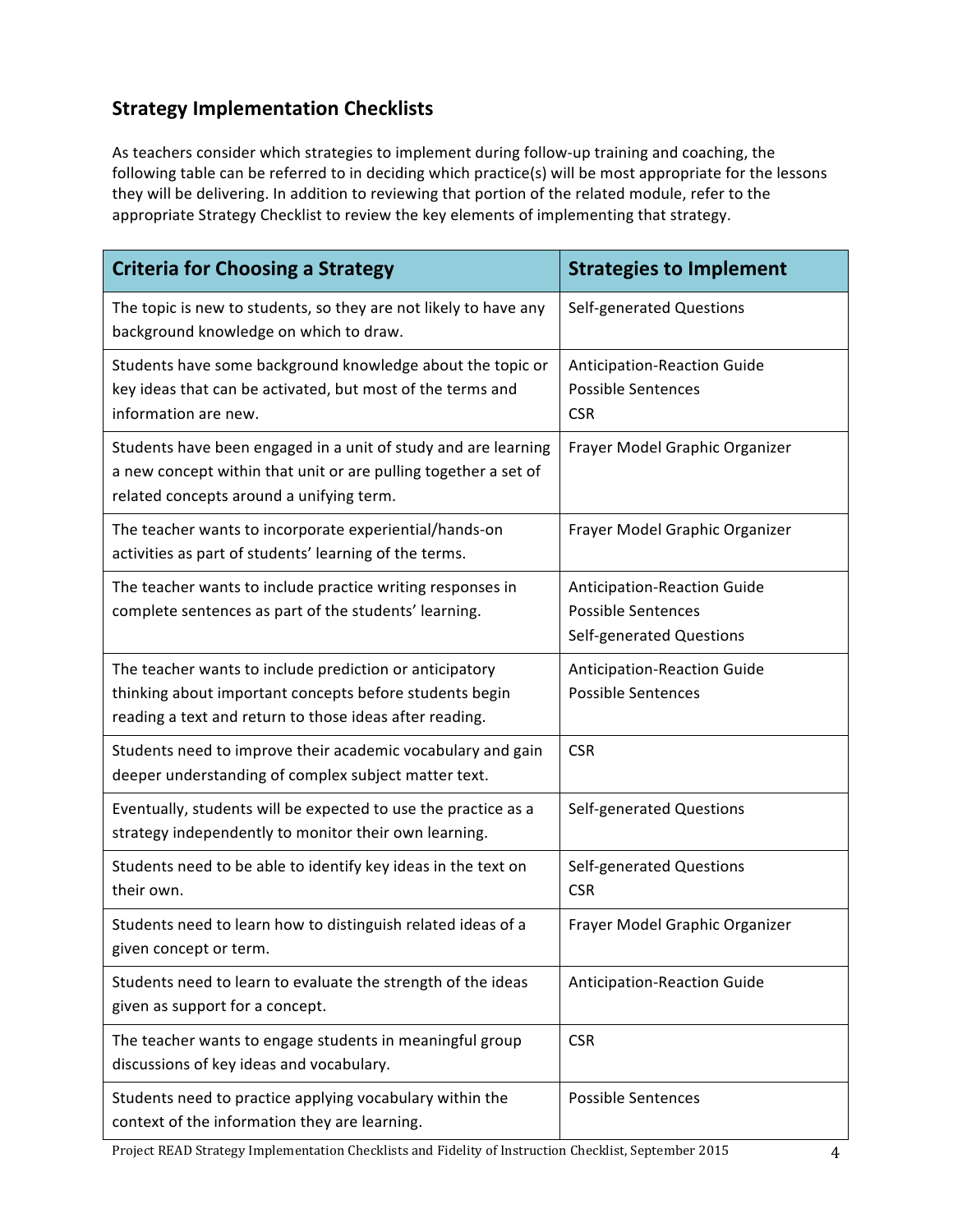## Strategy Implementation Checklists

As teachers consider which strategies to implement during follow-up training and coaching, the following table can be referred to in deciding which practice(s) will be most appropriate for the lessons they will be delivering. In addition to reviewing that portion of the related module, refer to the appropriate Strategy Checklist to review the key elements of implementing that strategy.

| Criteria for Choosing a Strategy | Strategies to Implement |
|---|---|
| The topic is new to students, so they are not likely to have any background knowledge on which to draw. | Self-generated Questions |
| Students have some background knowledge about the topic or key ideas that can be activated, but most of the terms and information are new. | Anticipation-Reaction Guide<br>Possible Sentences<br>CSR |
| Students have been engaged in a unit of study and are learning a new concept within that unit or are pulling together a set of related concepts around a unifying term. | Frayer Model Graphic Organizer |
| The teacher wants to incorporate experiential/hands-on activities as part of students' learning of the terms. | Frayer Model Graphic Organizer |
| The teacher wants to include practice writing responses in complete sentences as part of the students' learning. | Anticipation-Reaction Guide<br>Possible Sentences<br>Self-generated Questions |
| The teacher wants to include prediction or anticipatory thinking about important concepts before students begin reading a text and return to those ideas after reading. | Anticipation-Reaction Guide<br>Possible Sentences |
| Students need to improve their academic vocabulary and gain deeper understanding of complex subject matter text. | CSR |
| Eventually, students will be expected to use the practice as a strategy independently to monitor their own learning. | Self-generated Questions |
| Students need to be able to identify key ideas in the text on their own. | Self-generated Questions<br>CSR |
| Students need to learn how to distinguish related ideas of a given concept or term. | Frayer Model Graphic Organizer |
| Students need to learn to evaluate the strength of the ideas given as support for a concept. | Anticipation-Reaction Guide |
| The teacher wants to engage students in meaningful group discussions of key ideas and vocabulary. | CSR |
| Students need to practice applying vocabulary within the context of the information they are learning. | Possible Sentences |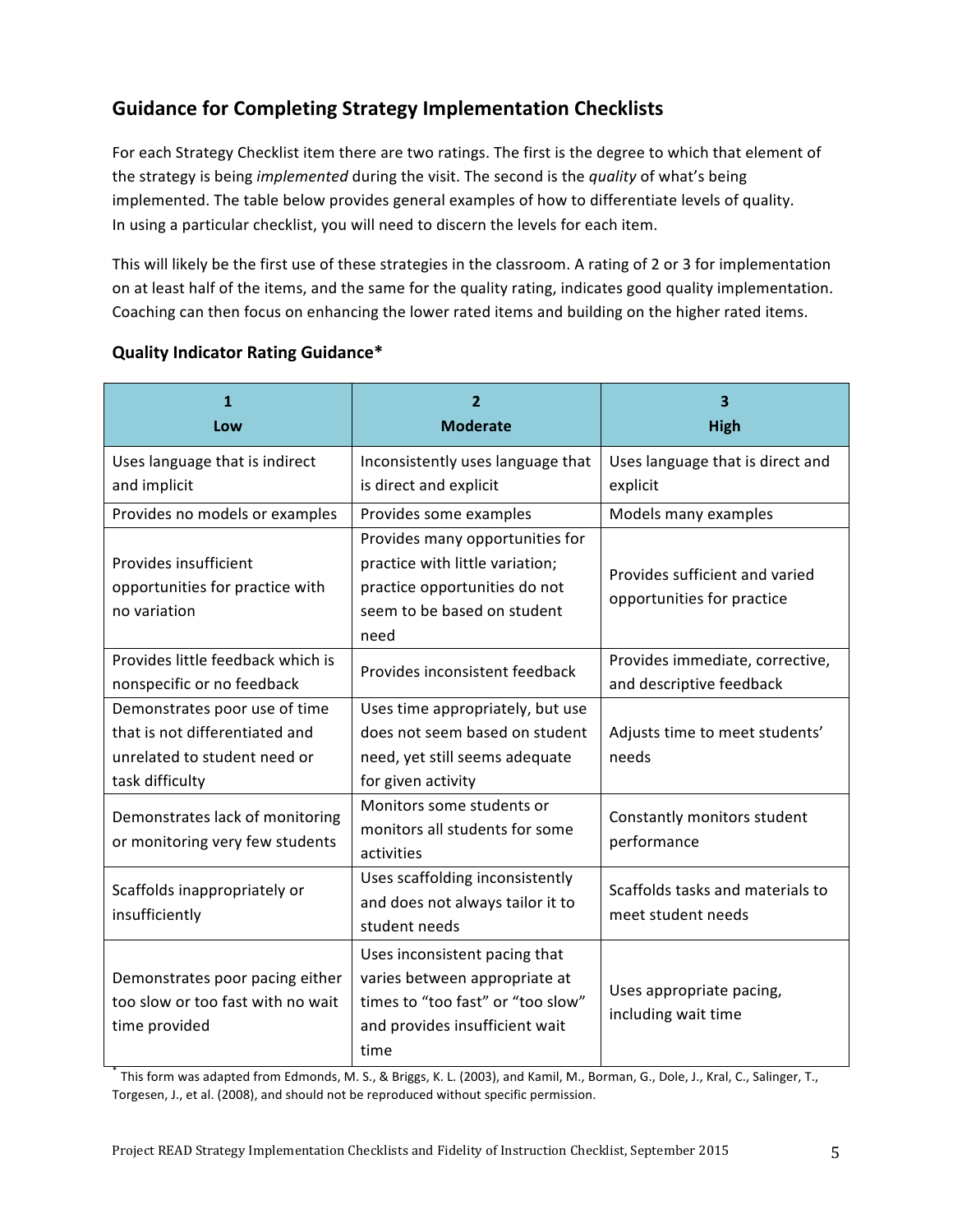## Guidance for Completing Strategy Implementation Checklists

For each Strategy Checklist item there are two ratings. The first is the degree to which that element of the strategy is being *implemented* during the visit. The second is the *quality* of what's being implemented. The table below provides general examples of how to differentiate levels of quality. In using a particular checklist, you will need to discern the levels for each item.

This will likely be the first use of these strategies in the classroom. A rating of 2 or 3 for implementation on at least half of the items, and the same for the quality rating, indicates good quality implementation. Coaching can then focus on enhancing the lower rated items and building on the higher rated items.

### Quality Indicator Rating Guidance*

| 1<br>Low | 2<br>Moderate | 3<br>High |
|---|---|---|
| Uses language that is indirect and implicit | Inconsistently uses language that is direct and explicit | Uses language that is direct and explicit |
| Provides no models or examples | Provides some examples | Models many examples |
| Provides insufficient opportunities for practice with no variation | Provides many opportunities for practice with little variation; practice opportunities do not seem to be based on student need | Provides sufficient and varied opportunities for practice |
| Provides little feedback which is nonspecific or no feedback | Provides inconsistent feedback | Provides immediate, corrective, and descriptive feedback |
| Demonstrates poor use of time that is not differentiated and unrelated to student need or task difficulty | Uses time appropriately, but use does not seem based on student need, yet still seems adequate for given activity | Adjusts time to meet students' needs |
| Demonstrates lack of monitoring or monitoring very few students | Monitors some students or monitors all students for some activities | Constantly monitors student performance |
| Scaffolds inappropriately or insufficiently | Uses scaffolding inconsistently and does not always tailor it to student needs | Scaffolds tasks and materials to meet student needs |
| Demonstrates poor pacing either too slow or too fast with no wait time provided | Uses inconsistent pacing that varies between appropriate at times to "too fast" or "too slow" and provides insufficient wait time | Uses appropriate pacing, including wait time |

* This form was adapted from Edmonds, M. S., & Briggs, K. L. (2003), and Kamil, M., Borman, G., Dole, J., Kral, C., Salinger, T., Torgesen, J., et al. (2008), and should not be reproduced without specific permission.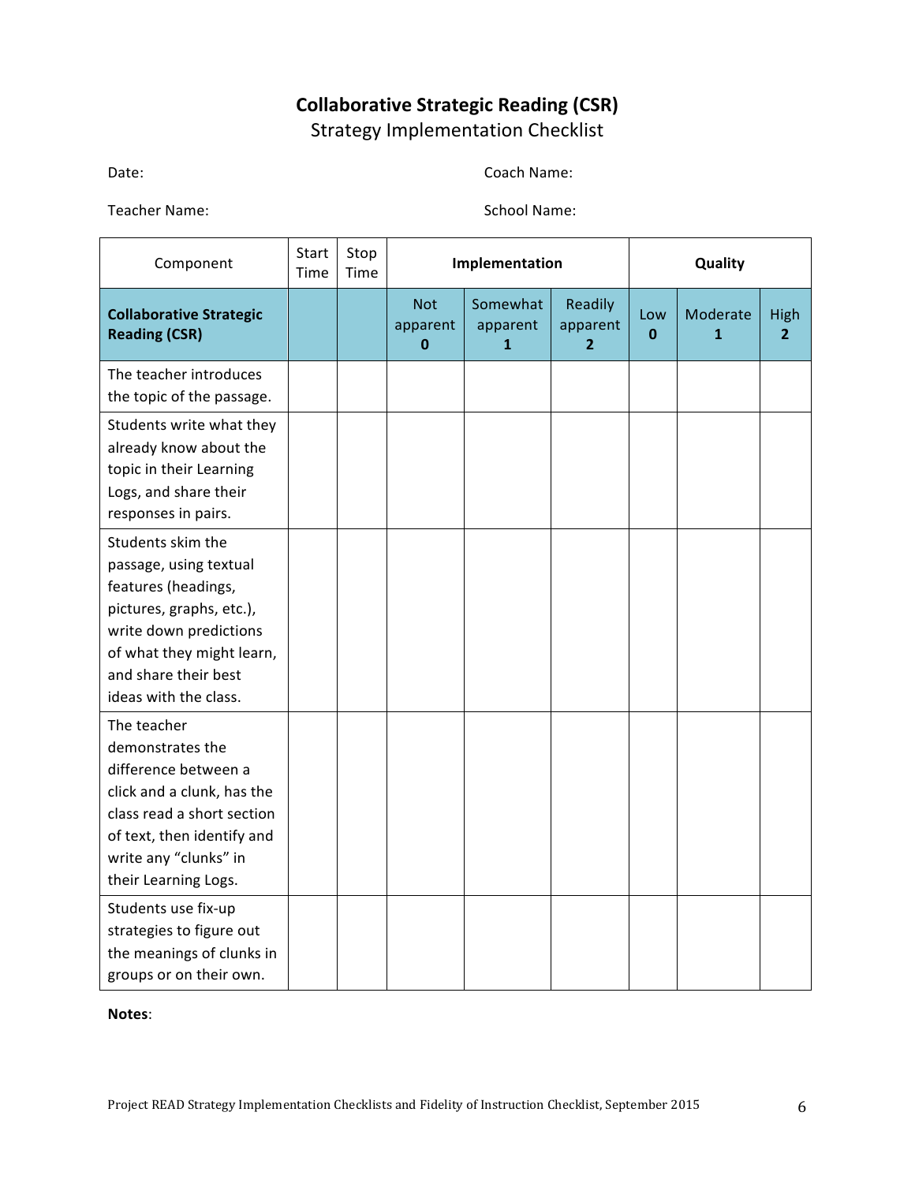# Collaborative Strategic Reading (CSR)

Strategy Implementation Checklist

Date: Coach Name:

Teacher Name: School Name:

| Component | Start Time | Stop Time | Implementation | | | Quality | | |
|---|---|---|---|---|---|---|---|---|
| **Collaborative Strategic Reading (CSR)** | | | Not apparent **0** | Somewhat apparent **1** | Readily apparent **2** | Low **0** | Moderate **1** | High **2** |
| The teacher introduces the topic of the passage. | | | | | | | | |
| Students write what they already know about the topic in their Learning Logs, and share their responses in pairs. | | | | | | | | |
| Students skim the passage, using textual features (headings, pictures, graphs, etc.), write down predictions of what they might learn, and share their best ideas with the class. | | | | | | | | |
| The teacher demonstrates the difference between a click and a clunk, has the class read a short section of text, then identify and write any "clunks" in their Learning Logs. | | | | | | | | |
| Students use fix-up strategies to figure out the meanings of clunks in groups or on their own. | | | | | | | | |

**Notes**: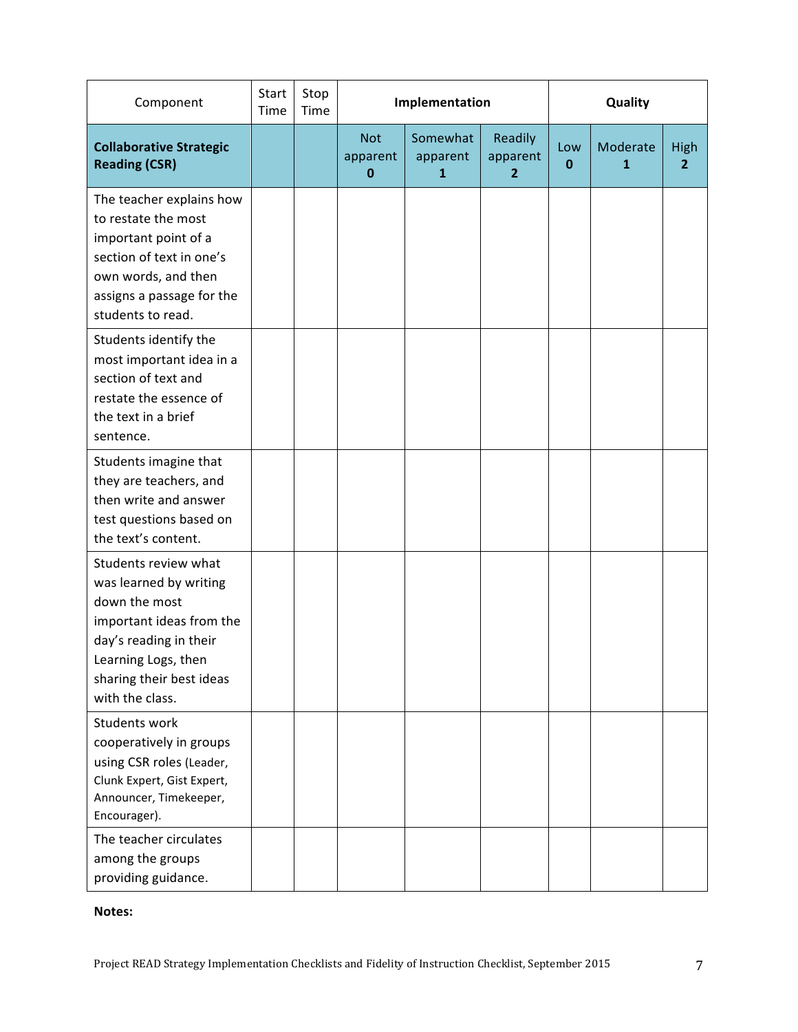| Component | Start Time | Stop Time | Implementation | | | Quality | | |
|---|---|---|---|---|---|---|---|---|
| **Collaborative Strategic Reading (CSR)** | | | Not apparent **0** | Somewhat apparent **1** | Readily apparent **2** | Low **0** | Moderate **1** | High **2** |
| The teacher explains how to restate the most important point of a section of text in one's own words, and then assigns a passage for the students to read. | | | | | | | | |
| Students identify the most important idea in a section of text and restate the essence of the text in a brief sentence. | | | | | | | | |
| Students imagine that they are teachers, and then write and answer test questions based on the text's content. | | | | | | | | |
| Students review what was learned by writing down the most important ideas from the day's reading in their Learning Logs, then sharing their best ideas with the class. | | | | | | | | |
| Students work cooperatively in groups using CSR roles (Leader, Clunk Expert, Gist Expert, Announcer, Timekeeper, Encourager). | | | | | | | | |
| The teacher circulates among the groups providing guidance. | | | | | | | | |

**Notes:**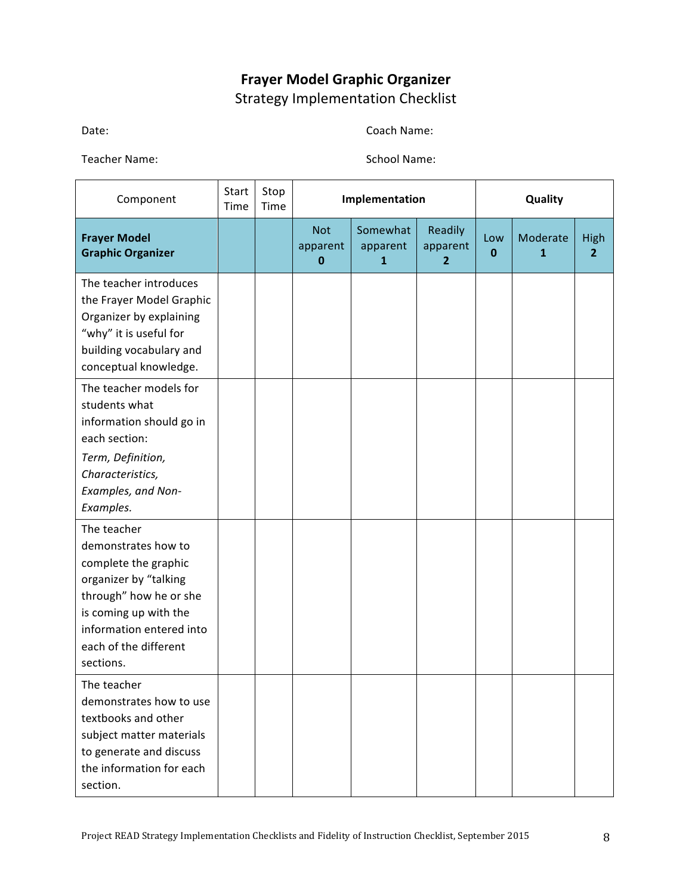# Frayer Model Graphic Organizer

Strategy Implementation Checklist

Date: Coach Name:

Teacher Name: School Name:

| Component | Start Time | Stop Time | **Implementation** | | | **Quality** | | |
|---|---|---|---|---|---|---|---|---|
| **Frayer Model Graphic Organizer** | | | Not apparent **0** | Somewhat apparent **1** | Readily apparent **2** | Low **0** | Moderate **1** | High **2** |
| The teacher introduces the Frayer Model Graphic Organizer by explaining "why" it is useful for building vocabulary and conceptual knowledge. | | | | | | | | |
| The teacher models for students what information should go in each section: *Term, Definition, Characteristics, Examples, and Non-Examples.* | | | | | | | | |
| The teacher demonstrates how to complete the graphic organizer by "talking through" how he or she is coming up with the information entered into each of the different sections. | | | | | | | | |
| The teacher demonstrates how to use textbooks and other subject matter materials to generate and discuss the information for each section. | | | | | | | | |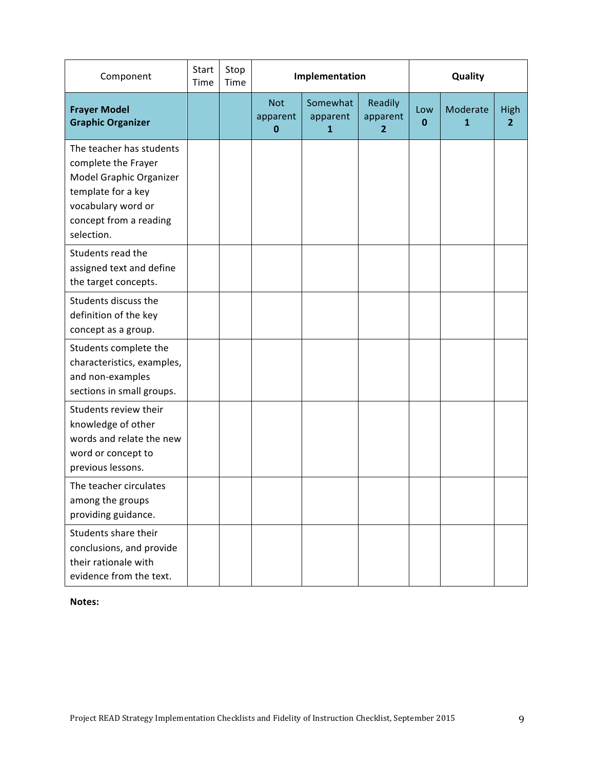| Component | Start Time | Stop Time | Implementation | | | Quality | | |
|---|---|---|---|---|---|---|---|---|
| **Frayer Model Graphic Organizer** | | | Not apparent **0** | Somewhat apparent **1** | Readily apparent **2** | Low **0** | Moderate **1** | High **2** |
| The teacher has students complete the Frayer Model Graphic Organizer template for a key vocabulary word or concept from a reading selection. | | | | | | | | |
| Students read the assigned text and define the target concepts. | | | | | | | | |
| Students discuss the definition of the key concept as a group. | | | | | | | | |
| Students complete the characteristics, examples, and non-examples sections in small groups. | | | | | | | | |
| Students review their knowledge of other words and relate the new word or concept to previous lessons. | | | | | | | | |
| The teacher circulates among the groups providing guidance. | | | | | | | | |
| Students share their conclusions, and provide their rationale with evidence from the text. | | | | | | | | |

**Notes:**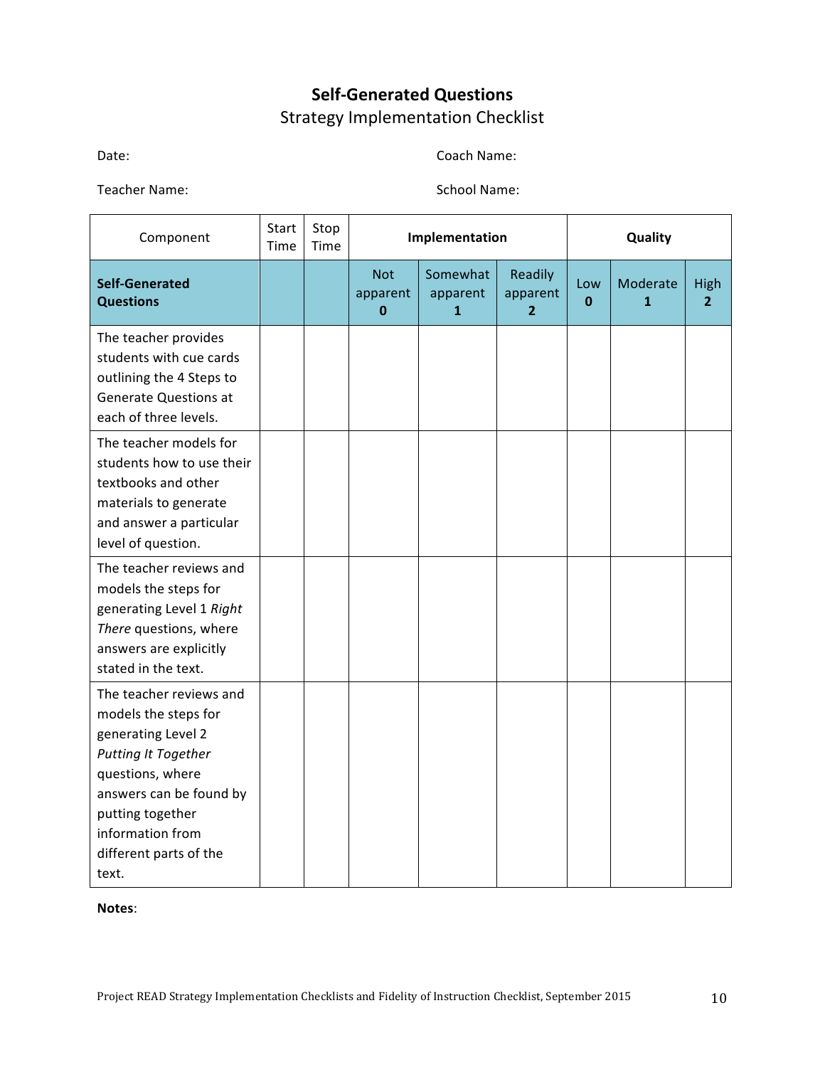# **Self-Generated Questions**

## Strategy Implementation Checklist

Date: Coach Name:

Teacher Name: School Name:

| Component | Start Time | Stop Time | Implementation | | | Quality | | |
|---|---|---|---|---|---|---|---|---|
| **Self-Generated Questions** | | | Not apparent **0** | Somewhat apparent **1** | Readily apparent **2** | Low **0** | Moderate **1** | High **2** |
| The teacher provides students with cue cards outlining the 4 Steps to Generate Questions at each of three levels. | | | | | | | | |
| The teacher models for students how to use their textbooks and other materials to generate and answer a particular level of question. | | | | | | | | |
| The teacher reviews and models the steps for generating Level 1 *Right There* questions, where answers are explicitly stated in the text. | | | | | | | | |
| The teacher reviews and models the steps for generating Level 2 *Putting It Together* questions, where answers can be found by putting together information from different parts of the text. | | | | | | | | |

**Notes**:

Project READ Strategy Implementation Checklists and Fidelity of Instruction Checklist, September 2015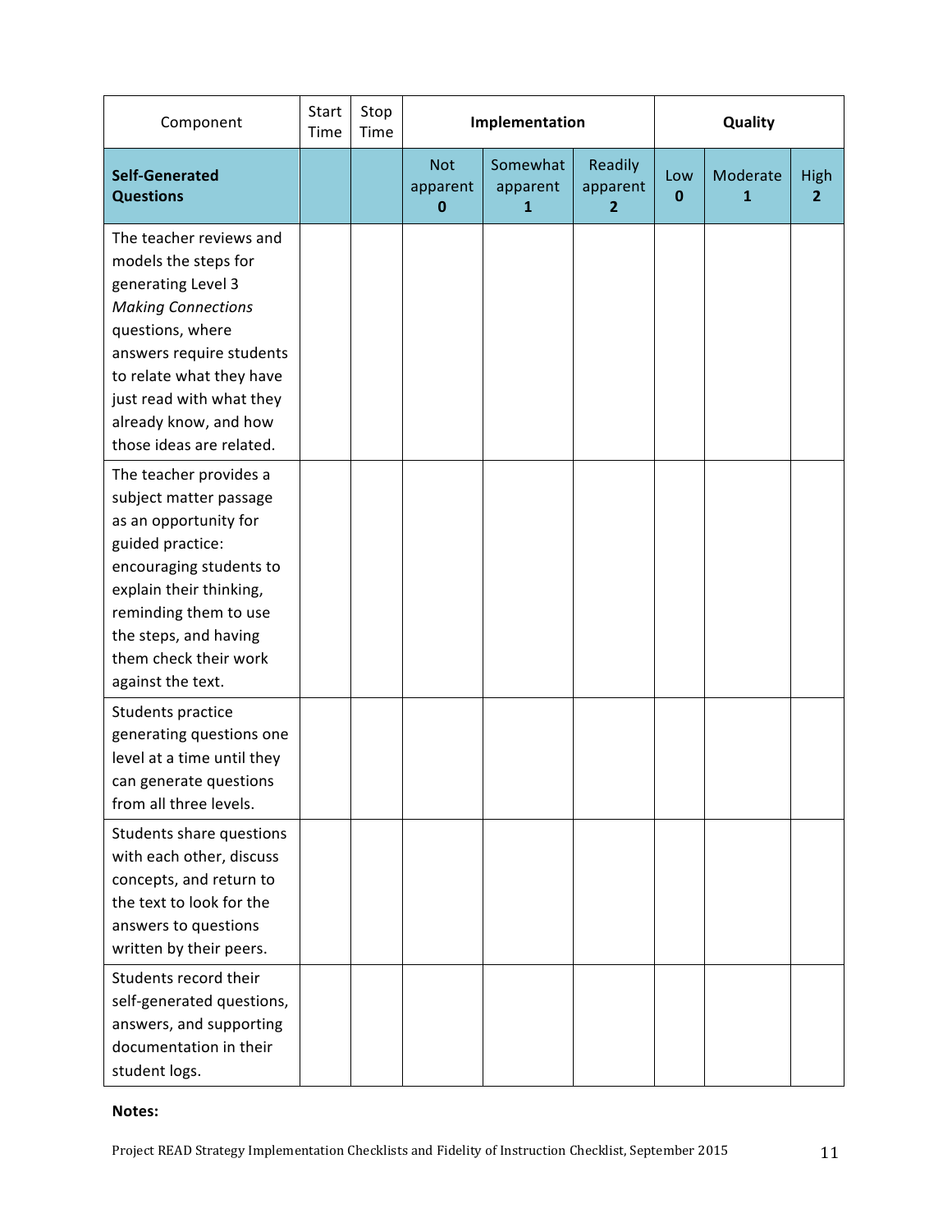| Component | Start Time | Stop Time | Implementation | | | Quality | | |
|---|---|---|---|---|---|---|---|---|
| **Self-Generated Questions** | | | Not apparent **0** | Somewhat apparent **1** | Readily apparent **2** | Low **0** | Moderate **1** | High **2** |
| The teacher reviews and models the steps for generating Level 3 *Making Connections* questions, where answers require students to relate what they have just read with what they already know, and how those ideas are related. | | | | | | | | |
| The teacher provides a subject matter passage as an opportunity for guided practice: encouraging students to explain their thinking, reminding them to use the steps, and having them check their work against the text. | | | | | | | | |
| Students practice generating questions one level at a time until they can generate questions from all three levels. | | | | | | | | |
| Students share questions with each other, discuss concepts, and return to the text to look for the answers to questions written by their peers. | | | | | | | | |
| Students record their self-generated questions, answers, and supporting documentation in their student logs. | | | | | | | | |

**Notes:**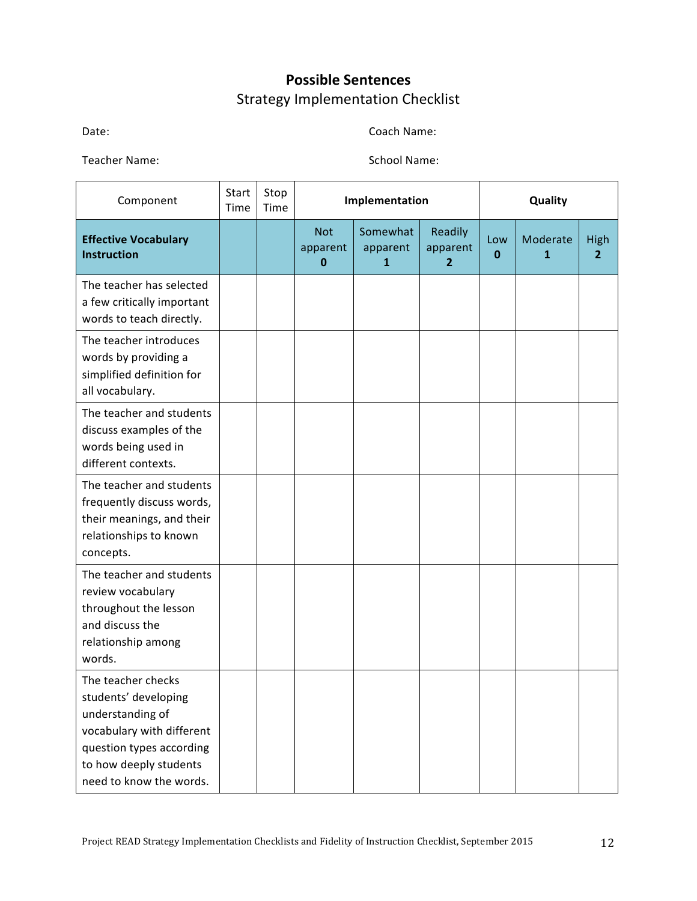# Possible Sentences

## Strategy Implementation Checklist

Date: Coach Name:

Teacher Name: School Name:

| Component | Start Time | Stop Time | Implementation | | | Quality | | |
|---|---|---|---|---|---|---|---|---|
| **Effective Vocabulary Instruction** | | | Not apparent **0** | Somewhat apparent **1** | Readily apparent **2** | Low **0** | Moderate **1** | High **2** |
| The teacher has selected a few critically important words to teach directly. | | | | | | | | |
| The teacher introduces words by providing a simplified definition for all vocabulary. | | | | | | | | |
| The teacher and students discuss examples of the words being used in different contexts. | | | | | | | | |
| The teacher and students frequently discuss words, their meanings, and their relationships to known concepts. | | | | | | | | |
| The teacher and students review vocabulary throughout the lesson and discuss the relationship among words. | | | | | | | | |
| The teacher checks students' developing understanding of vocabulary with different question types according to how deeply students need to know the words. | | | | | | | | |

Project READ Strategy Implementation Checklists and Fidelity of Instruction Checklist, September 2015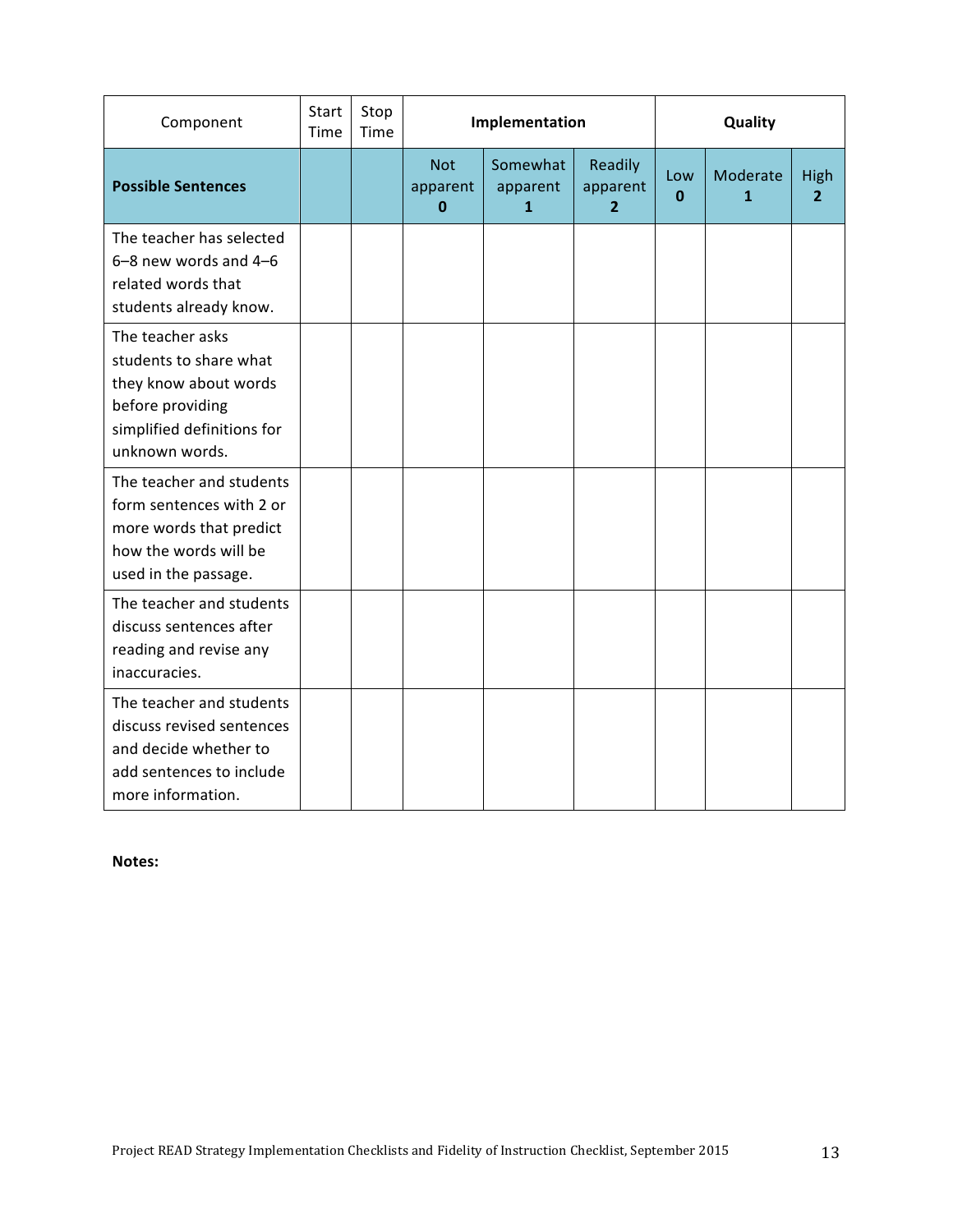| Component | Start Time | Stop Time | Implementation | | | Quality | | |
|---|---|---|---|---|---|---|---|---|
| **Possible Sentences** | | | Not apparent **0** | Somewhat apparent **1** | Readily apparent **2** | Low **0** | Moderate **1** | High **2** |
| The teacher has selected 6–8 new words and 4–6 related words that students already know. | | | | | | | | |
| The teacher asks students to share what they know about words before providing simplified definitions for unknown words. | | | | | | | | |
| The teacher and students form sentences with 2 or more words that predict how the words will be used in the passage. | | | | | | | | |
| The teacher and students discuss sentences after reading and revise any inaccuracies. | | | | | | | | |
| The teacher and students discuss revised sentences and decide whether to add sentences to include more information. | | | | | | | | |

**Notes:**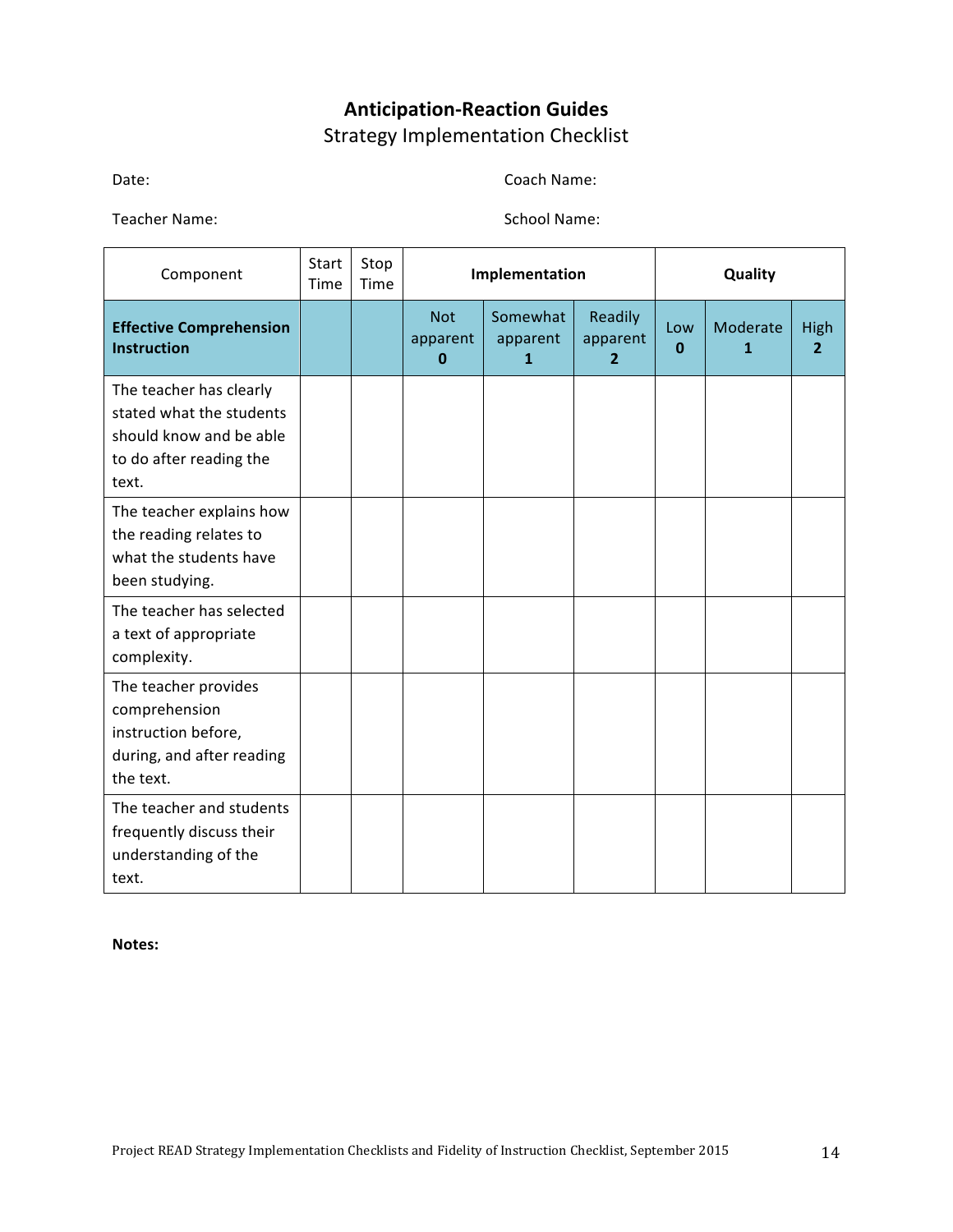# Anticipation-Reaction Guides

## Strategy Implementation Checklist

Date: Coach Name:

Teacher Name: School Name:

| Component | Start Time | Stop Time | Implementation | | | Quality | | |
|---|---|---|---|---|---|---|---|---|
| **Effective Comprehension Instruction** | | | Not apparent **0** | Somewhat apparent **1** | Readily apparent **2** | Low **0** | Moderate **1** | High **2** |
| The teacher has clearly stated what the students should know and be able to do after reading the text. | | | | | | | | |
| The teacher explains how the reading relates to what the students have been studying. | | | | | | | | |
| The teacher has selected a text of appropriate complexity. | | | | | | | | |
| The teacher provides comprehension instruction before, during, and after reading the text. | | | | | | | | |
| The teacher and students frequently discuss their understanding of the text. | | | | | | | | |

**Notes:**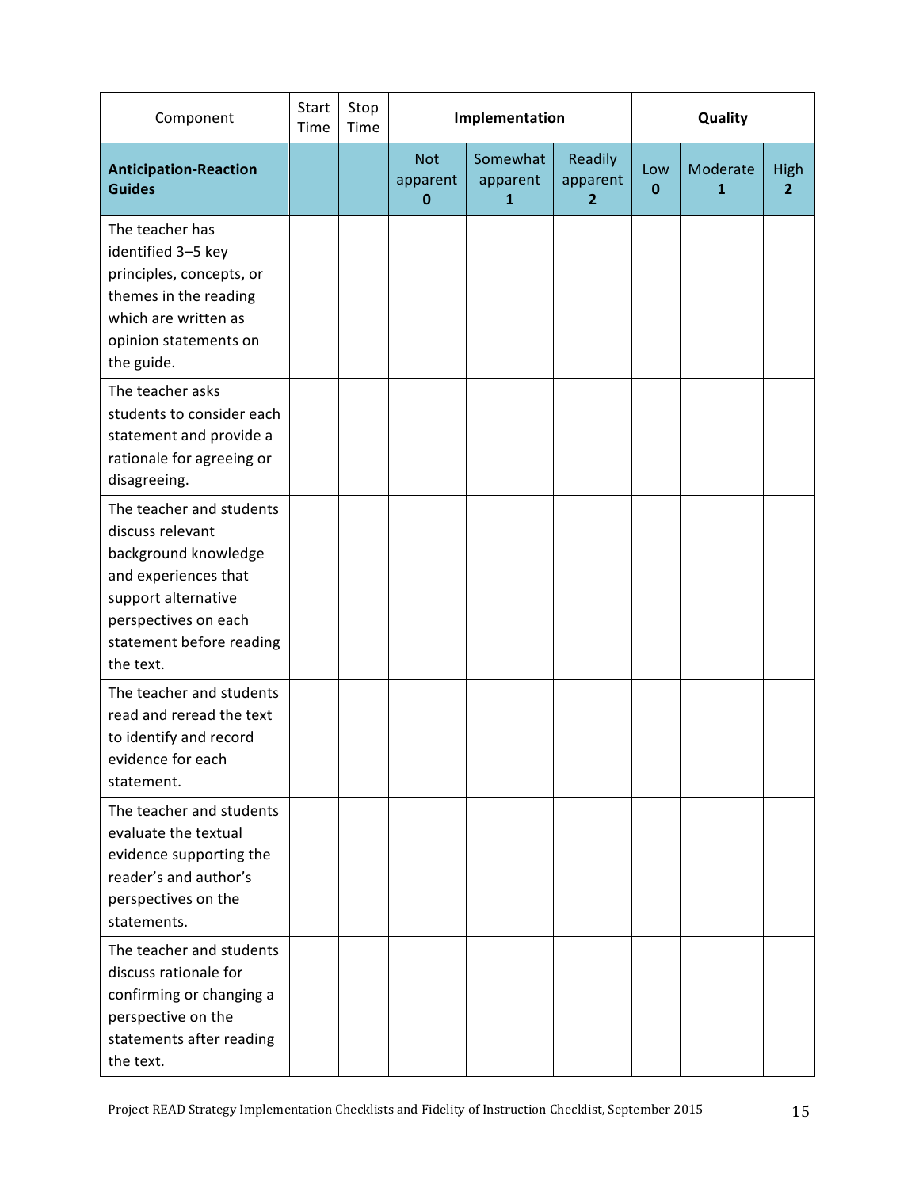| Component | Start Time | Stop Time | Implementation | | | Quality | | |
|---|---|---|---|---|---|---|---|---|
| **Anticipation-Reaction Guides** | | | Not apparent **0** | Somewhat apparent **1** | Readily apparent **2** | Low **0** | Moderate **1** | High **2** |
| The teacher has identified 3–5 key principles, concepts, or themes in the reading which are written as opinion statements on the guide. | | | | | | | | |
| The teacher asks students to consider each statement and provide a rationale for agreeing or disagreeing. | | | | | | | | |
| The teacher and students discuss relevant background knowledge and experiences that support alternative perspectives on each statement before reading the text. | | | | | | | | |
| The teacher and students read and reread the text to identify and record evidence for each statement. | | | | | | | | |
| The teacher and students evaluate the textual evidence supporting the reader's and author's perspectives on the statements. | | | | | | | | |
| The teacher and students discuss rationale for confirming or changing a perspective on the statements after reading the text. | | | | | | | | |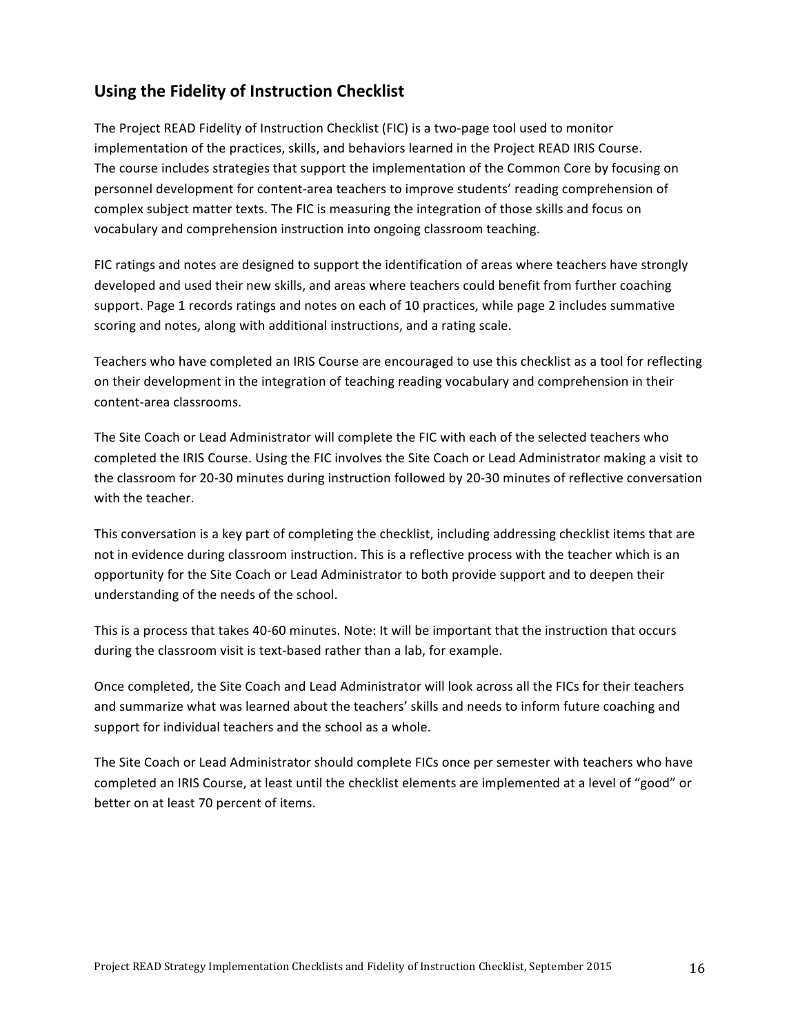## Using the Fidelity of Instruction Checklist

The Project READ Fidelity of Instruction Checklist (FIC) is a two-page tool used to monitor implementation of the practices, skills, and behaviors learned in the Project READ IRIS Course. The course includes strategies that support the implementation of the Common Core by focusing on personnel development for content-area teachers to improve students' reading comprehension of complex subject matter texts. The FIC is measuring the integration of those skills and focus on vocabulary and comprehension instruction into ongoing classroom teaching.

FIC ratings and notes are designed to support the identification of areas where teachers have strongly developed and used their new skills, and areas where teachers could benefit from further coaching support. Page 1 records ratings and notes on each of 10 practices, while page 2 includes summative scoring and notes, along with additional instructions, and a rating scale.

Teachers who have completed an IRIS Course are encouraged to use this checklist as a tool for reflecting on their development in the integration of teaching reading vocabulary and comprehension in their content-area classrooms.

The Site Coach or Lead Administrator will complete the FIC with each of the selected teachers who completed the IRIS Course. Using the FIC involves the Site Coach or Lead Administrator making a visit to the classroom for 20-30 minutes during instruction followed by 20-30 minutes of reflective conversation with the teacher.

This conversation is a key part of completing the checklist, including addressing checklist items that are not in evidence during classroom instruction. This is a reflective process with the teacher which is an opportunity for the Site Coach or Lead Administrator to both provide support and to deepen their understanding of the needs of the school.

This is a process that takes 40-60 minutes. Note: It will be important that the instruction that occurs during the classroom visit is text-based rather than a lab, for example.

Once completed, the Site Coach and Lead Administrator will look across all the FICs for their teachers and summarize what was learned about the teachers' skills and needs to inform future coaching and support for individual teachers and the school as a whole.

The Site Coach or Lead Administrator should complete FICs once per semester with teachers who have completed an IRIS Course, at least until the checklist elements are implemented at a level of "good" or better on at least 70 percent of items.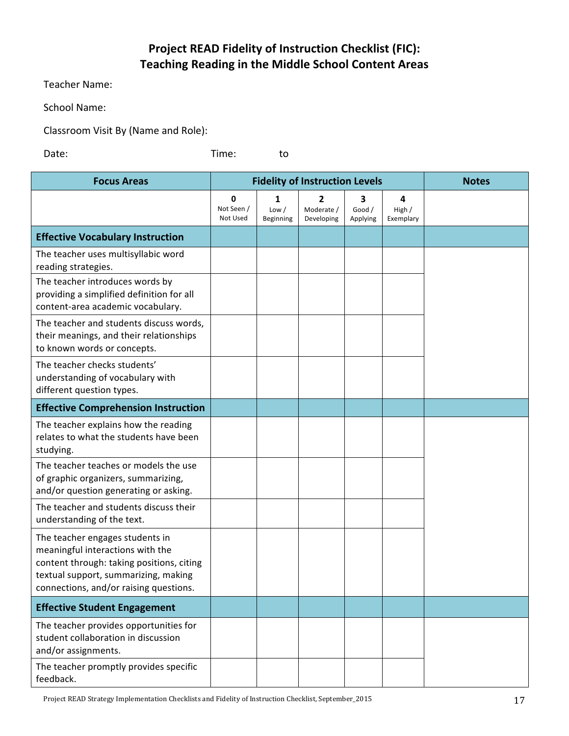# Project READ Fidelity of Instruction Checklist (FIC): Teaching Reading in the Middle School Content Areas

Teacher Name:

School Name:

Classroom Visit By (Name and Role):

Date: Time: to

| Focus Areas | Fidelity of Instruction Levels | | | | | Notes |
|---|---|---|---|---|---|---|
| | **0** Not Seen / Not Used | **1** Low / Beginning | **2** Moderate / Developing | **3** Good / Applying | **4** High / Exemplary | |
| **Effective Vocabulary Instruction** | | | | | | |
| The teacher uses multisyllabic word reading strategies. | | | | | | |
| The teacher introduces words by providing a simplified definition for all content-area academic vocabulary. | | | | | | |
| The teacher and students discuss words, their meanings, and their relationships to known words or concepts. | | | | | | |
| The teacher checks students' understanding of vocabulary with different question types. | | | | | | |
| **Effective Comprehension Instruction** | | | | | | |
| The teacher explains how the reading relates to what the students have been studying. | | | | | | |
| The teacher teaches or models the use of graphic organizers, summarizing, and/or question generating or asking. | | | | | | |
| The teacher and students discuss their understanding of the text. | | | | | | |
| The teacher engages students in meaningful interactions with the content through: taking positions, citing textual support, summarizing, making connections, and/or raising questions. | | | | | | |
| **Effective Student Engagement** | | | | | | |
| The teacher provides opportunities for student collaboration in discussion and/or assignments. | | | | | | |
| The teacher promptly provides specific feedback. | | | | | | |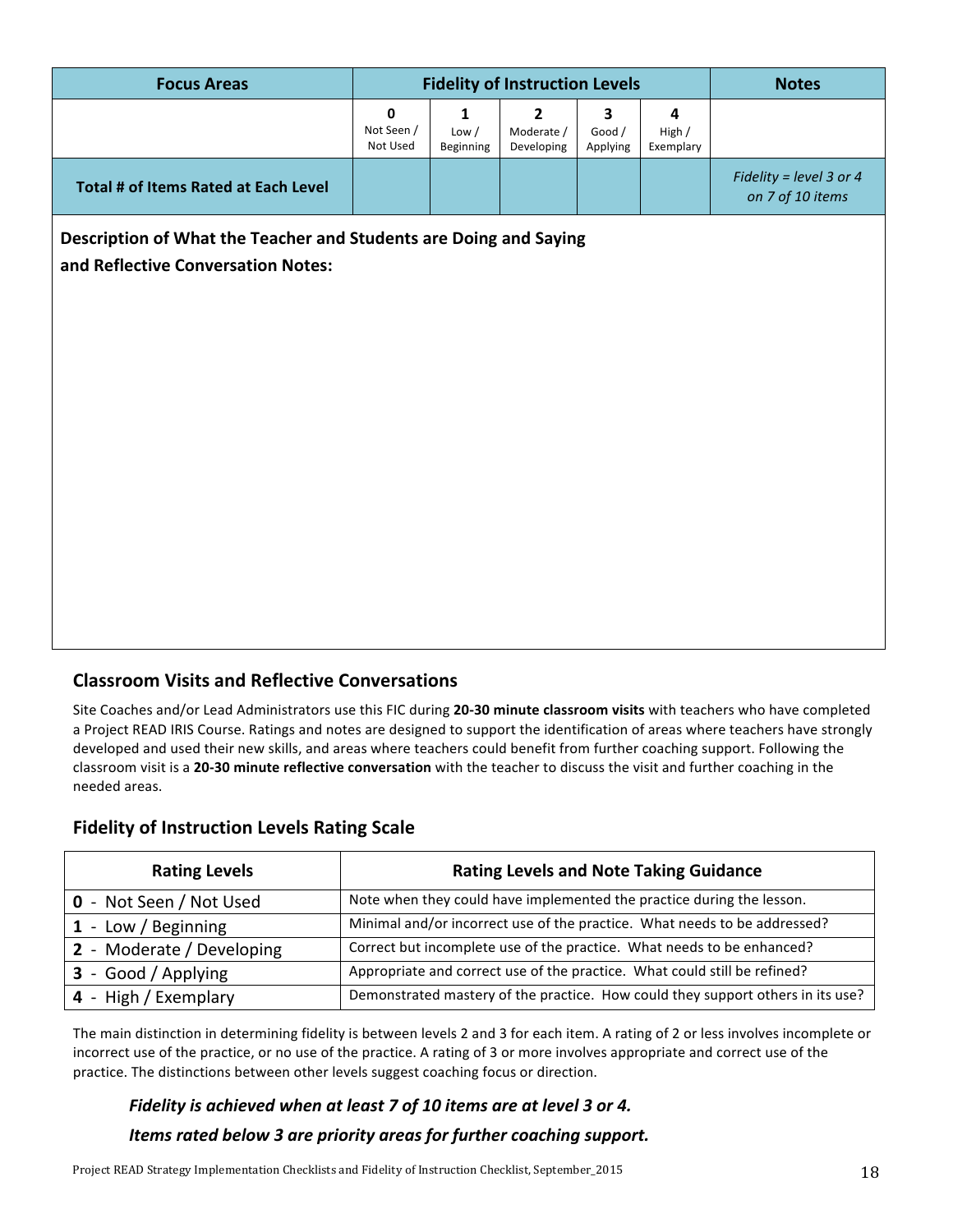| Focus Areas | Fidelity of Instruction Levels | | | | | Notes |
|---|---|---|---|---|---|---|
| | 0 Not Seen / Not Used | 1 Low / Beginning | 2 Moderate / Developing | 3 Good / Applying | 4 High / Exemplary | |
| **Total # of Items Rated at Each Level** | | | | | | *Fidelity = level 3 or 4 on 7 of 10 items* |

**Description of What the Teacher and Students are Doing and Saying and Reflective Conversation Notes:**

## Classroom Visits and Reflective Conversations

Site Coaches and/or Lead Administrators use this FIC during **20-30 minute classroom visits** with teachers who have completed a Project READ IRIS Course. Ratings and notes are designed to support the identification of areas where teachers have strongly developed and used their new skills, and areas where teachers could benefit from further coaching support. Following the classroom visit is a **20-30 minute reflective conversation** with the teacher to discuss the visit and further coaching in the needed areas.

## Fidelity of Instruction Levels Rating Scale

| Rating Levels | Rating Levels and Note Taking Guidance |
|---|---|
| **0** - Not Seen / Not Used | Note when they could have implemented the practice during the lesson. |
| **1** - Low / Beginning | Minimal and/or incorrect use of the practice. What needs to be addressed? |
| **2** - Moderate / Developing | Correct but incomplete use of the practice. What needs to be enhanced? |
| **3** - Good / Applying | Appropriate and correct use of the practice. What could still be refined? |
| **4** - High / Exemplary | Demonstrated mastery of the practice. How could they support others in its use? |

The main distinction in determining fidelity is between levels 2 and 3 for each item. A rating of 2 or less involves incomplete or incorrect use of the practice, or no use of the practice. A rating of 3 or more involves appropriate and correct use of the practice. The distinctions between other levels suggest coaching focus or direction.

***Fidelity is achieved when at least 7 of 10 items are at level 3 or 4.***

***Items rated below 3 are priority areas for further coaching support.***